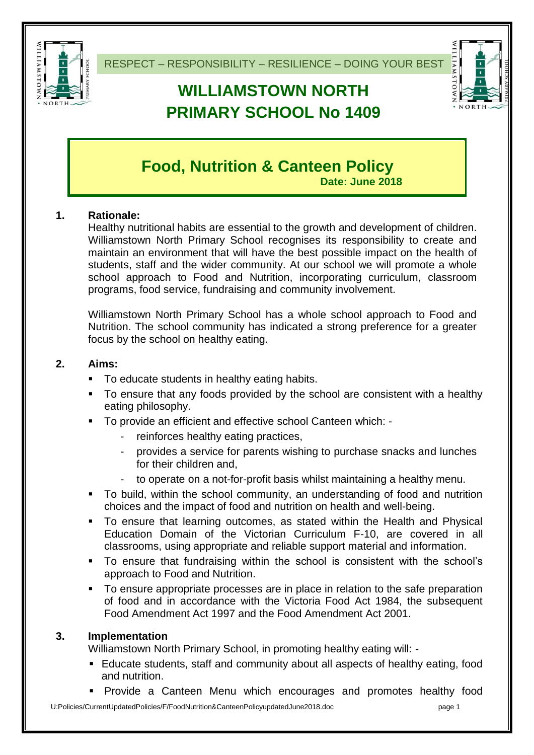RESPECT – RESPONSIBILITY – RESILIENCE – DOING YOUR BEST

# WILLIAMSTOWN NORTH PRIMARY SCHOOL No 1409

## Food, Nutrition & Canteen Policy

**Date: June 2018**

### 1. Rationale:

Healthy nutritional habits are essential to the growth and development of children. Williamstown North Primary School recognises its responsibility to create and maintain an environment that will have the best possible impact on the health of students, staff and the wider community. At our school we will promote a whole school approach to Food and Nutrition, incorporating curriculum, classroom programs, food service, fundraising and community involvement.

Williamstown North Primary School has a whole school approach to Food and Nutrition. The school community has indicated a strong preference for a greater focus by the school on healthy eating.

### 2. Aims:

- To educate students in healthy eating habits.
- To ensure that any foods provided by the school are consistent with a healthy eating philosophy.
- To provide an efficient and effective school Canteen which: -
  - reinforces healthy eating practices,
  - provides a service for parents wishing to purchase snacks and lunches for their children and,
  - to operate on a not-for-profit basis whilst maintaining a healthy menu.
- To build, within the school community, an understanding of food and nutrition choices and the impact of food and nutrition on health and well-being.
- To ensure that learning outcomes, as stated within the Health and Physical Education Domain of the Victorian Curriculum F-10, are covered in all classrooms, using appropriate and reliable support material and information.
- To ensure that fundraising within the school is consistent with the school's approach to Food and Nutrition.
- To ensure appropriate processes are in place in relation to the safe preparation of food and in accordance with the Victoria Food Act 1984, the subsequent Food Amendment Act 1997 and the Food Amendment Act 2001.

### 3. Implementation

Williamstown North Primary School, in promoting healthy eating will: -

- Educate students, staff and community about all aspects of healthy eating, food and nutrition.
- Provide a Canteen Menu which encourages and promotes healthy food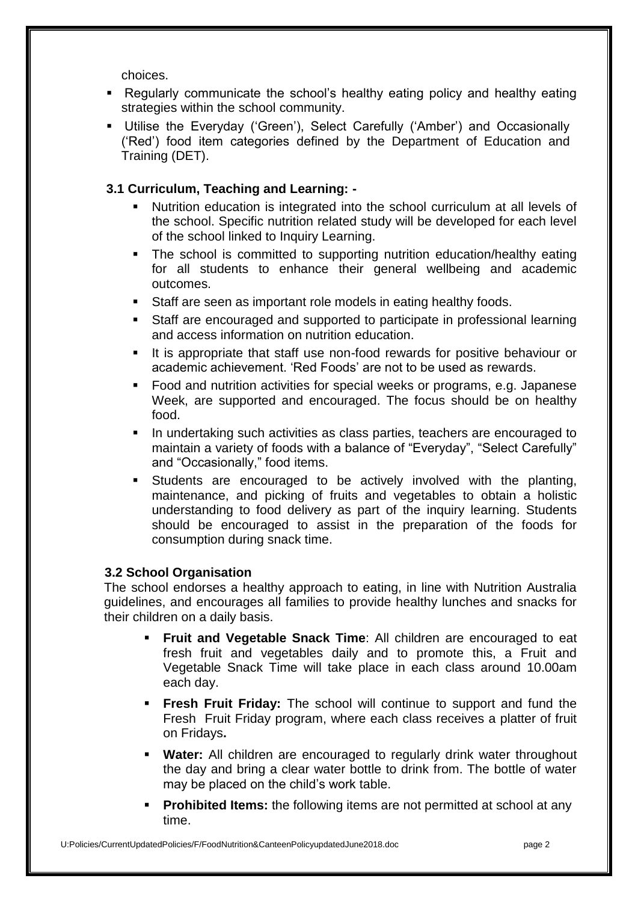choices.

- Regularly communicate the school's healthy eating policy and healthy eating strategies within the school community.
- Utilise the Everyday ('Green'), Select Carefully ('Amber') and Occasionally ('Red') food item categories defined by the Department of Education and Training (DET).

### 3.1 Curriculum, Teaching and Learning: -

- Nutrition education is integrated into the school curriculum at all levels of the school. Specific nutrition related study will be developed for each level of the school linked to Inquiry Learning.
- The school is committed to supporting nutrition education/healthy eating for all students to enhance their general wellbeing and academic outcomes.
- Staff are seen as important role models in eating healthy foods.
- Staff are encouraged and supported to participate in professional learning and access information on nutrition education.
- It is appropriate that staff use non-food rewards for positive behaviour or academic achievement. 'Red Foods' are not to be used as rewards.
- Food and nutrition activities for special weeks or programs, e.g. Japanese Week, are supported and encouraged. The focus should be on healthy food.
- In undertaking such activities as class parties, teachers are encouraged to maintain a variety of foods with a balance of "Everyday", "Select Carefully" and "Occasionally," food items.
- Students are encouraged to be actively involved with the planting, maintenance, and picking of fruits and vegetables to obtain a holistic understanding to food delivery as part of the inquiry learning. Students should be encouraged to assist in the preparation of the foods for consumption during snack time.

### 3.2 School Organisation

The school endorses a healthy approach to eating, in line with Nutrition Australia guidelines, and encourages all families to provide healthy lunches and snacks for their children on a daily basis.

- **Fruit and Vegetable Snack Time**: All children are encouraged to eat fresh fruit and vegetables daily and to promote this, a Fruit and Vegetable Snack Time will take place in each class around 10.00am each day.
- **Fresh Fruit Friday:** The school will continue to support and fund the Fresh Fruit Friday program, where each class receives a platter of fruit on Fridays**.**
- **Water:** All children are encouraged to regularly drink water throughout the day and bring a clear water bottle to drink from. The bottle of water may be placed on the child's work table.
- **Prohibited Items:** the following items are not permitted at school at any time.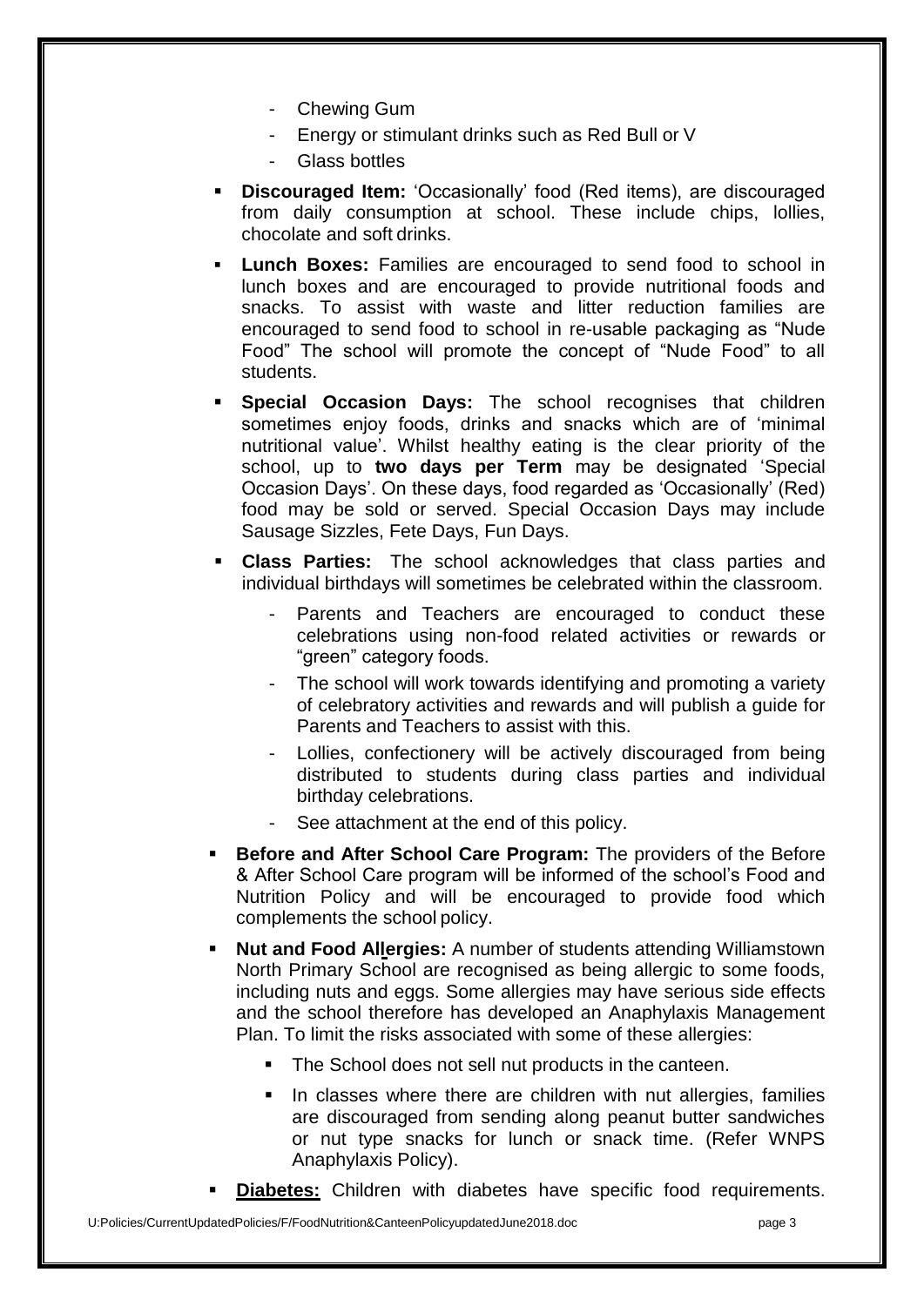- Chewing Gum
  - Energy or stimulant drinks such as Red Bull or V
  - Glass bottles

- **Discouraged Item:** 'Occasionally' food (Red items), are discouraged from daily consumption at school. These include chips, lollies, chocolate and soft drinks.
- **Lunch Boxes:** Families are encouraged to send food to school in lunch boxes and are encouraged to provide nutritional foods and snacks. To assist with waste and litter reduction families are encouraged to send food to school in re-usable packaging as "Nude Food" The school will promote the concept of "Nude Food" to all students.
- **Special Occasion Days:** The school recognises that children sometimes enjoy foods, drinks and snacks which are of 'minimal nutritional value'. Whilst healthy eating is the clear priority of the school, up to **two days per Term** may be designated 'Special Occasion Days'. On these days, food regarded as 'Occasionally' (Red) food may be sold or served. Special Occasion Days may include Sausage Sizzles, Fete Days, Fun Days.
- **Class Parties:** The school acknowledges that class parties and individual birthdays will sometimes be celebrated within the classroom.
  - Parents and Teachers are encouraged to conduct these celebrations using non-food related activities or rewards or "green" category foods.
  - The school will work towards identifying and promoting a variety of celebratory activities and rewards and will publish a guide for Parents and Teachers to assist with this.
  - Lollies, confectionery will be actively discouraged from being distributed to students during class parties and individual birthday celebrations.
  - See attachment at the end of this policy.
- **Before and After School Care Program:** The providers of the Before & After School Care program will be informed of the school's Food and Nutrition Policy and will be encouraged to provide food which complements the school policy.
- **Nut and Food Allergies:** A number of students attending Williamstown North Primary School are recognised as being allergic to some foods, including nuts and eggs. Some allergies may have serious side effects and the school therefore has developed an Anaphylaxis Management Plan. To limit the risks associated with some of these allergies:
  - The School does not sell nut products in the canteen.
  - In classes where there are children with nut allergies, families are discouraged from sending along peanut butter sandwiches or nut type snacks for lunch or snack time. (Refer WNPS Anaphylaxis Policy).
- **Diabetes:** Children with diabetes have specific food requirements.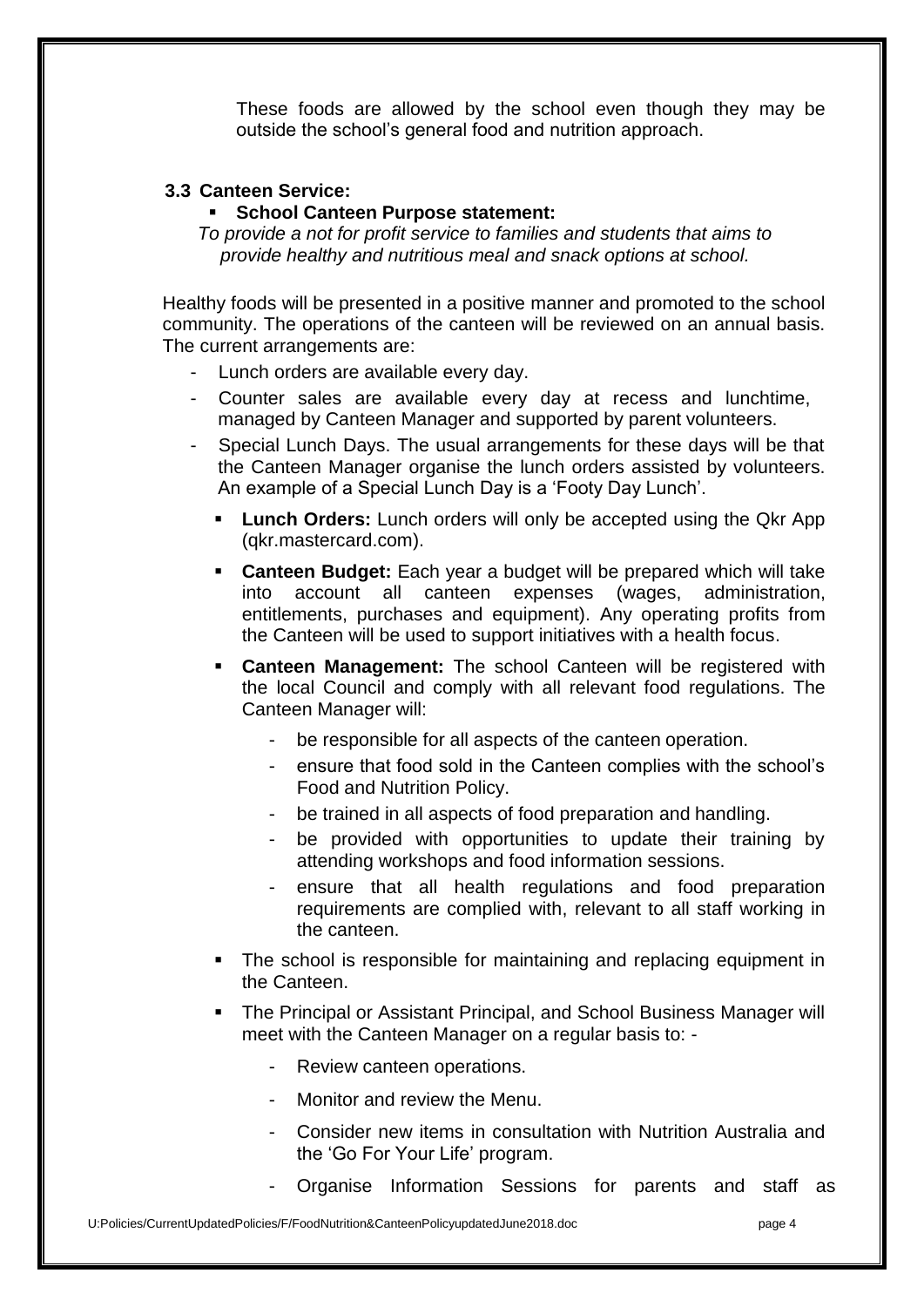These foods are allowed by the school even though they may be outside the school's general food and nutrition approach.

### 3.3 Canteen Service:

- **School Canteen Purpose statement:**

*To provide a not for profit service to families and students that aims to provide healthy and nutritious meal and snack options at school.*

Healthy foods will be presented in a positive manner and promoted to the school community. The operations of the canteen will be reviewed on an annual basis. The current arrangements are:

- Lunch orders are available every day.
- Counter sales are available every day at recess and lunchtime, managed by Canteen Manager and supported by parent volunteers.
- Special Lunch Days. The usual arrangements for these days will be that the Canteen Manager organise the lunch orders assisted by volunteers. An example of a Special Lunch Day is a 'Footy Day Lunch'.
  - **Lunch Orders:** Lunch orders will only be accepted using the Qkr App (qkr.mastercard.com).
  - **Canteen Budget:** Each year a budget will be prepared which will take into account all canteen expenses (wages, administration, entitlements, purchases and equipment). Any operating profits from the Canteen will be used to support initiatives with a health focus.
  - **Canteen Management:** The school Canteen will be registered with the local Council and comply with all relevant food regulations. The Canteen Manager will:
    - be responsible for all aspects of the canteen operation.
    - ensure that food sold in the Canteen complies with the school's Food and Nutrition Policy.
    - be trained in all aspects of food preparation and handling.
    - be provided with opportunities to update their training by attending workshops and food information sessions.
    - ensure that all health regulations and food preparation requirements are complied with, relevant to all staff working in the canteen.
  - The school is responsible for maintaining and replacing equipment in the Canteen.
  - The Principal or Assistant Principal, and School Business Manager will meet with the Canteen Manager on a regular basis to: -
    - Review canteen operations.
    - Monitor and review the Menu.
    - Consider new items in consultation with Nutrition Australia and the 'Go For Your Life' program.
    - Organise Information Sessions for parents and staff as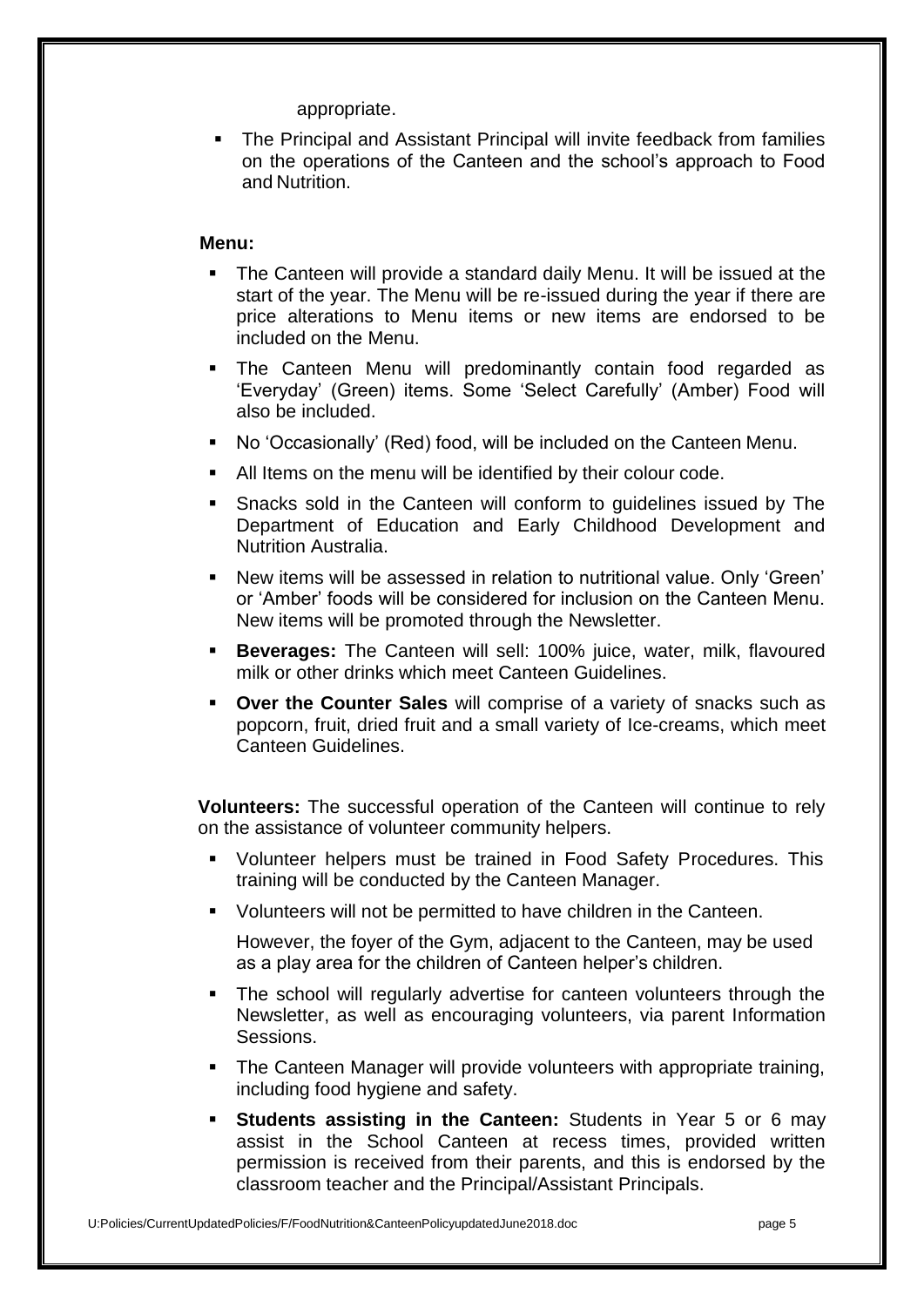appropriate.

- The Principal and Assistant Principal will invite feedback from families on the operations of the Canteen and the school's approach to Food and Nutrition.

**Menu:**

- The Canteen will provide a standard daily Menu. It will be issued at the start of the year. The Menu will be re-issued during the year if there are price alterations to Menu items or new items are endorsed to be included on the Menu.
- The Canteen Menu will predominantly contain food regarded as 'Everyday' (Green) items. Some 'Select Carefully' (Amber) Food will also be included.
- No 'Occasionally' (Red) food, will be included on the Canteen Menu.
- All Items on the menu will be identified by their colour code.
- Snacks sold in the Canteen will conform to guidelines issued by The Department of Education and Early Childhood Development and Nutrition Australia.
- New items will be assessed in relation to nutritional value. Only 'Green' or 'Amber' foods will be considered for inclusion on the Canteen Menu. New items will be promoted through the Newsletter.
- **Beverages:** The Canteen will sell: 100% juice, water, milk, flavoured milk or other drinks which meet Canteen Guidelines.
- **Over the Counter Sales** will comprise of a variety of snacks such as popcorn, fruit, dried fruit and a small variety of Ice-creams, which meet Canteen Guidelines.

**Volunteers:** The successful operation of the Canteen will continue to rely on the assistance of volunteer community helpers.

- Volunteer helpers must be trained in Food Safety Procedures. This training will be conducted by the Canteen Manager.
- Volunteers will not be permitted to have children in the Canteen.

  However, the foyer of the Gym, adjacent to the Canteen, may be used as a play area for the children of Canteen helper's children.
- The school will regularly advertise for canteen volunteers through the Newsletter, as well as encouraging volunteers, via parent Information Sessions.
- The Canteen Manager will provide volunteers with appropriate training, including food hygiene and safety.
- **Students assisting in the Canteen:** Students in Year 5 or 6 may assist in the School Canteen at recess times, provided written permission is received from their parents, and this is endorsed by the classroom teacher and the Principal/Assistant Principals.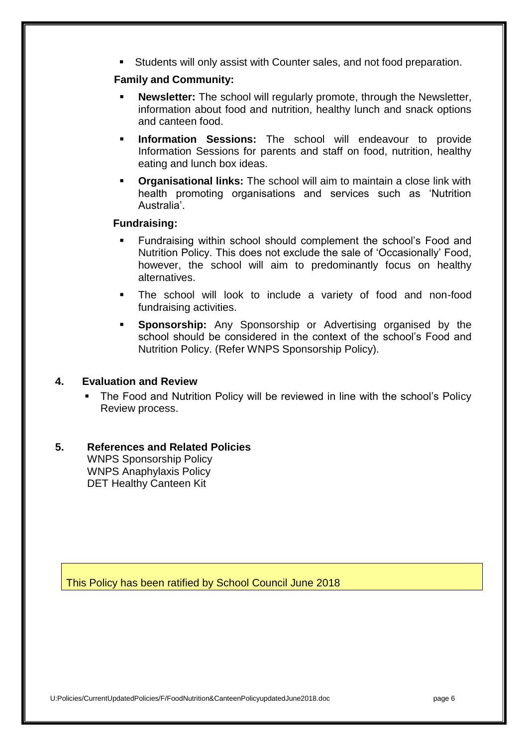- Students will only assist with Counter sales, and not food preparation.

**Family and Community:**

- **Newsletter:** The school will regularly promote, through the Newsletter, information about food and nutrition, healthy lunch and snack options and canteen food.
- **Information Sessions:** The school will endeavour to provide Information Sessions for parents and staff on food, nutrition, healthy eating and lunch box ideas.
- **Organisational links:** The school will aim to maintain a close link with health promoting organisations and services such as 'Nutrition Australia'.

**Fundraising:**

- Fundraising within school should complement the school's Food and Nutrition Policy. This does not exclude the sale of 'Occasionally' Food, however, the school will aim to predominantly focus on healthy alternatives.
- The school will look to include a variety of food and non-food fundraising activities.
- **Sponsorship:** Any Sponsorship or Advertising organised by the school should be considered in the context of the school's Food and Nutrition Policy. (Refer WNPS Sponsorship Policy).

## 4. Evaluation and Review

- The Food and Nutrition Policy will be reviewed in line with the school's Policy Review process.

## 5. References and Related Policies

WNPS Sponsorship Policy
WNPS Anaphylaxis Policy
DET Healthy Canteen Kit

This Policy has been ratified by School Council June 2018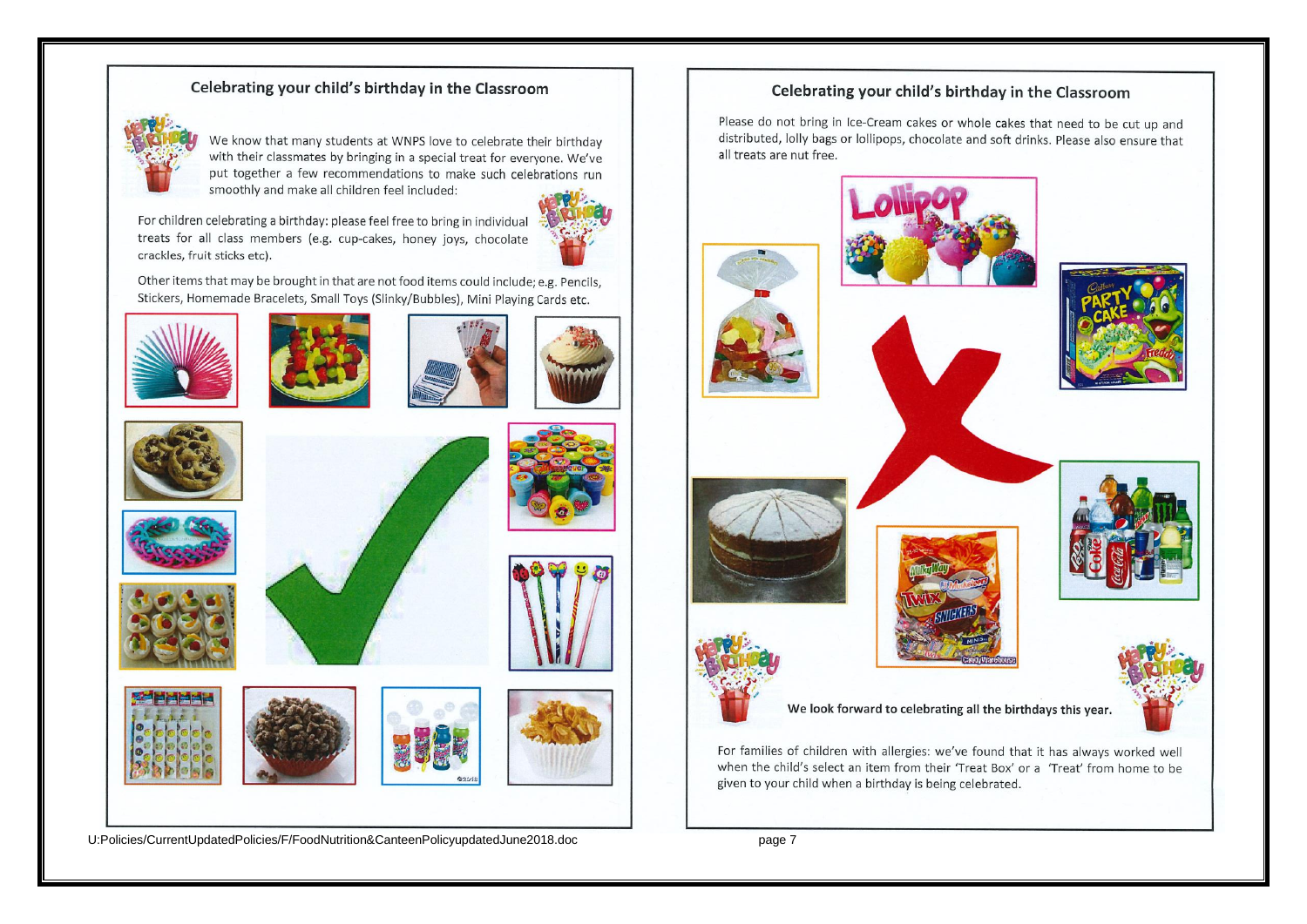## Celebrating your child's birthday in the Classroom

We know that many students at WNPS love to celebrate their birthday with their classmates by bringing in a special treat for everyone. We've put together a few recommendations to make such celebrations run smoothly and make all children feel included:

For children celebrating a birthday: please feel free to bring in individual treats for all class members (e.g. cup-cakes, honey joys, chocolate crackles, fruit sticks etc).

Other items that may be brought in that are not food items could include; e.g. Pencils, Stickers, Homemade Bracelets, Small Toys (Slinky/Bubbles), Mini Playing Cards etc.

## Celebrating your child's birthday in the Classroom

Please do not bring in Ice-Cream cakes or whole cakes that need to be cut up and distributed, lolly bags or lollipops, chocolate and soft drinks. Please also ensure that all treats are nut free.

**We look forward to celebrating all the birthdays this year.**

For families of children with allergies: we've found that it has always worked well when the child's select an item from their 'Treat Box' or a 'Treat' from home to be given to your child when a birthday is being celebrated.

U:Policies/CurrentUpdatedPolicies/F/FoodNutrition&CanteenPolicyupdatedJune2018.doc